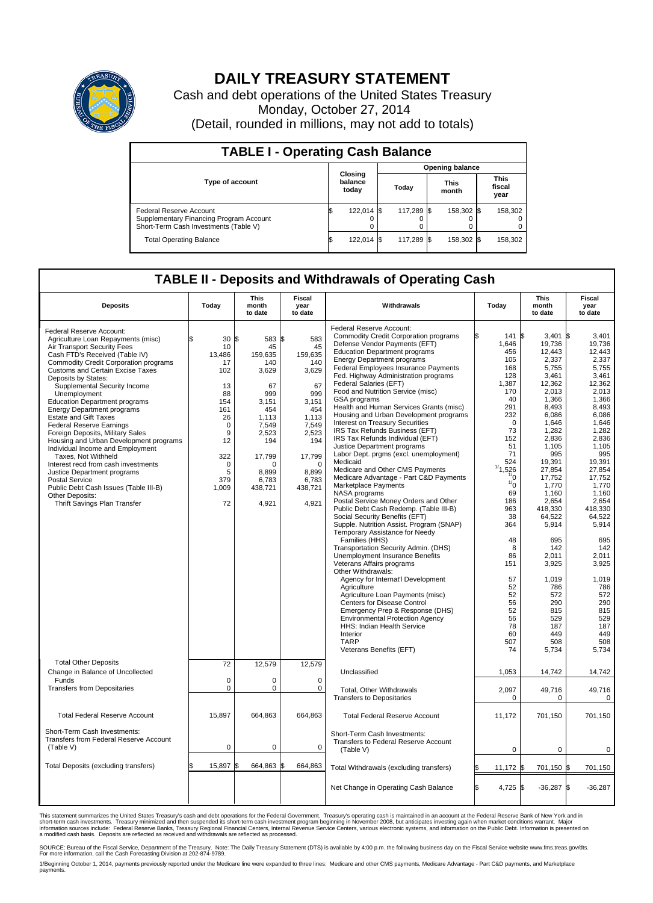# DAILY TREASURY STATEMENT

Cash and debt operations of the United States Treasury

Monday, October 27, 2014

(Detail, rounded in millions, may not add to totals)

## TABLE I - Operating Cash Balance

| Type of account | Closing balance today | Opening balance Today | Opening balance This month | Opening balance This fiscal year |
|---|---|---|---|---|
| Federal Reserve Account | $ 122,014 | $ 117,289 | $ 158,302 | $ 158,302 |
| Supplementary Financing Program Account | 0 | 0 | 0 | 0 |
| Short-Term Cash Investments (Table V) | 0 | 0 | 0 | 0 |
| Total Operating Balance | $ 122,014 | $ 117,289 | $ 158,302 | $ 158,302 |

## TABLE II - Deposits and Withdrawals of Operating Cash

| Deposits | Today | This month to date | Fiscal year to date |
|---|---|---|---|
| Federal Reserve Account: | | | |
| Agriculture Loan Repayments (misc) | $ 30 | $ 583 | $ 583 |
| Air Transport Security Fees | 10 | 45 | 45 |
| Cash FTD's Received (Table IV) | 13,486 | 159,635 | 159,635 |
| Commodity Credit Corporation programs | 17 | 140 | 140 |
| Customs and Certain Excise Taxes | 102 | 3,629 | 3,629 |
| Deposits by States: | | | |
| Supplemental Security Income | 13 | 67 | 67 |
| Unemployment | 88 | 999 | 999 |
| Education Department programs | 154 | 3,151 | 3,151 |
| Energy Department programs | 161 | 454 | 454 |
| Estate and Gift Taxes | 26 | 1,113 | 1,113 |
| Federal Reserve Earnings | 0 | 7,549 | 7,549 |
| Foreign Deposits, Military Sales | 9 | 2,523 | 2,523 |
| Housing and Urban Development programs | 12 | 194 | 194 |
| Individual Income and Employment Taxes, Not Withheld | 322 | 17,799 | 17,799 |
| Interest recd from cash investments | 0 | 0 | 0 |
| Justice Department programs | 5 | 8,899 | 8,899 |
| Postal Service | 379 | 6,783 | 6,783 |
| Public Debt Cash Issues (Table III-B) | 1,009 | 438,721 | 438,721 |
| Other Deposits: | | | |
| Thrift Savings Plan Transfer | 72 | 4,921 | 4,921 |
| Total Other Deposits | 72 | 12,579 | 12,579 |
| Change in Balance of Uncollected Funds | 0 | 0 | 0 |
| Transfers from Depositaries | 0 | 0 | 0 |
| Total Federal Reserve Account | 15,897 | 664,863 | 664,863 |
| Short-Term Cash Investments: Transfers from Federal Reserve Account (Table V) | 0 | 0 | 0 |
| Total Deposits (excluding transfers) | $ 15,897 | $ 664,863 | $ 664,863 |

| Withdrawals | Today | This month to date | Fiscal year to date |
|---|---|---|---|
| Federal Reserve Account: | | | |
| Commodity Credit Corporation programs | $ 141 | $ 3,401 | $ 3,401 |
| Defense Vendor Payments (EFT) | 1,646 | 19,736 | 19,736 |
| Education Department programs | 456 | 12,443 | 12,443 |
| Energy Department programs | 105 | 2,337 | 2,337 |
| Federal Employees Insurance Payments | 168 | 5,755 | 5,755 |
| Fed. Highway Administration programs | 128 | 3,461 | 3,461 |
| Federal Salaries (EFT) | 1,387 | 12,362 | 12,362 |
| Food and Nutrition Service (misc) | 170 | 2,013 | 2,013 |
| GSA programs | 40 | 1,366 | 1,366 |
| Health and Human Services Grants (misc) | 291 | 8,493 | 8,493 |
| Housing and Urban Development programs | 232 | 6,086 | 6,086 |
| Interest on Treasury Securities | 0 | 1,646 | 1,646 |
| IRS Tax Refunds Business (EFT) | 73 | 1,282 | 1,282 |
| IRS Tax Refunds Individual (EFT) | 152 | 2,836 | 2,836 |
| Justice Department programs | 51 | 1,105 | 1,105 |
| Labor Dept. prgms (excl. unemployment) | 71 | 995 | 995 |
| Medicaid | 524 | 19,391 | 19,391 |
| Medicare and Other CMS Payments | [1]1,526 | 27,854 | 27,854 |
| Medicare Advantage - Part C&D Payments | [1]0 | 17,752 | 17,752 |
| Marketplace Payments | [1]0 | 1,770 | 1,770 |
| NASA programs | 69 | 1,160 | 1,160 |
| Postal Service Money Orders and Other | 186 | 2,654 | 2,654 |
| Public Debt Cash Redemp. (Table III-B) | 963 | 418,330 | 418,330 |
| Social Security Benefits (EFT) | 38 | 64,522 | 64,522 |
| Supple. Nutrition Assist. Program (SNAP) | 364 | 5,914 | 5,914 |
| Temporary Assistance for Needy Families (HHS) | 48 | 695 | 695 |
| Transportation Security Admin. (DHS) | 8 | 142 | 142 |
| Unemployment Insurance Benefits | 86 | 2,011 | 2,011 |
| Veterans Affairs programs | 151 | 3,925 | 3,925 |
| Other Withdrawals: | | | |
| Agency for Internat'l Development | 57 | 1,019 | 1,019 |
| Agriculture | 52 | 786 | 786 |
| Agriculture Loan Payments (misc) | 52 | 572 | 572 |
| Centers for Disease Control | 56 | 290 | 290 |
| Emergency Prep & Response (DHS) | 52 | 815 | 815 |
| Environmental Protection Agency | 56 | 529 | 529 |
| HHS: Indian Health Service | 78 | 187 | 187 |
| Interior | 60 | 449 | 449 |
| TARP | 507 | 508 | 508 |
| Veterans Benefits (EFT) | 74 | 5,734 | 5,734 |
| Unclassified | 1,053 | 14,742 | 14,742 |
| Total, Other Withdrawals | 2,097 | 49,716 | 49,716 |
| Transfers to Depositaries | 0 | 0 | 0 |
| Total Federal Reserve Account | 11,172 | 701,150 | 701,150 |
| Short-Term Cash Investments: Transfers to Federal Reserve Account (Table V) | 0 | 0 | 0 |
| Total Withdrawals (excluding transfers) | $ 11,172 | $ 701,150 | $ 701,150 |
| Net Change in Operating Cash Balance | $ 4,725 | $ -36,287 | $ -36,287 |

This statement summarizes the United States Treasury's cash and debt operations for the Federal Government. Treasury's operating cash is maintained in an account at the Federal Reserve Bank of New York and in short-term cash investments. Treasury minimized and then suspended its short-term cash investment program beginning in November 2008, but anticipates investing again when market conditions warrant. Major information sources include: Federal Reserve Banks, Treasury Regional Financial Centers, Internal Revenue Service Centers, various electronic systems, and information on the Public Debt. Information is presented on a modified cash basis. Deposits are reflected as received and withdrawals are reflected as processed.

SOURCE: Bureau of the Fiscal Service, Department of the Treasury. Note: The Daily Treasury Statement (DTS) is available by 4:00 p.m. the following business day on the Fiscal Service website www.fms.treas.gov/dts. For more information, call the Cash Forecasting Division at 202-874-9789.

1/Beginning October 1, 2014, payments previously reported under the Medicare line were expanded to three lines: Medicare and other CMS payments, Medicare Advantage - Part C&D payments, and Marketplace payments.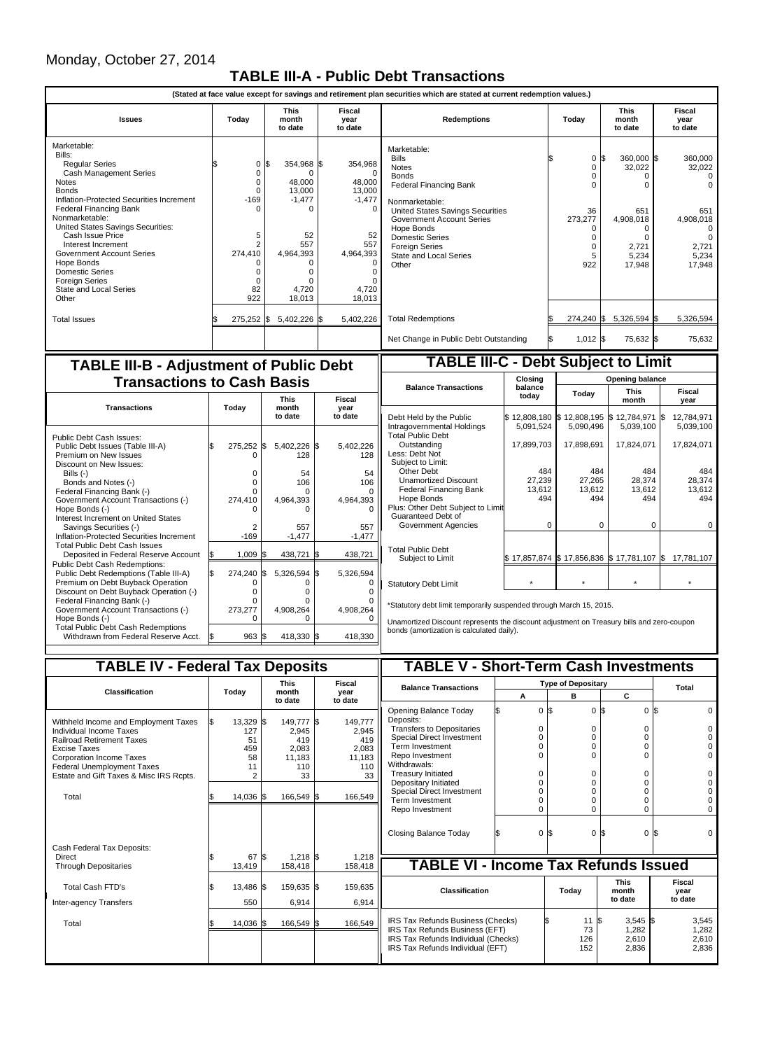Monday, October 27, 2014

# TABLE III-A - Public Debt Transactions

(Stated at face value except for savings and retirement plan securities which are stated at current redemption values.)

| Issues | Today | This month to date | Fiscal year to date |
|---|---|---|---|
| Marketable: | | | |
| Bills: | | | |
| Regular Series | $ 0 | $ 354,968 | $ 354,968 |
| Cash Management Series | 0 | 0 | 0 |
| Notes | 0 | 48,000 | 48,000 |
| Bonds | 0 | 13,000 | 13,000 |
| Inflation-Protected Securities Increment | -169 | -1,477 | -1,477 |
| Federal Financing Bank | 0 | 0 | 0 |
| Nonmarketable: | | | |
| United States Savings Securities: | | | |
| Cash Issue Price | 5 | 52 | 52 |
| Interest Increment | 2 | 557 | 557 |
| Government Account Series | 274,410 | 4,964,393 | 4,964,393 |
| Hope Bonds | 0 | 0 | 0 |
| Domestic Series | 0 | 0 | 0 |
| Foreign Series | 0 | 0 | 0 |
| State and Local Series | 82 | 4,720 | 4,720 |
| Other | 922 | 18,013 | 18,013 |
| Total Issues | $ 275,252 | $ 5,402,226 | $ 5,402,226 |

| Redemptions | Today | This month to date | Fiscal year to date |
|---|---|---|---|
| Marketable: | | | |
| Bills | $ 0 | $ 360,000 | $ 360,000 |
| Notes | 0 | 32,022 | 32,022 |
| Bonds | 0 | 0 | 0 |
| Federal Financing Bank | 0 | 0 | 0 |
| Nonmarketable: | | | |
| United States Savings Securities | 36 | 651 | 651 |
| Government Account Series | 273,277 | 4,908,018 | 4,908,018 |
| Hope Bonds | 0 | 0 | 0 |
| Domestic Series | 0 | 0 | 0 |
| Foreign Series | 0 | 2,721 | 2,721 |
| State and Local Series | 5 | 5,234 | 5,234 |
| Other | 922 | 17,948 | 17,948 |
| Total Redemptions | $ 274,240 | $ 5,326,594 | $ 5,326,594 |
| Net Change in Public Debt Outstanding | $ 1,012 | $ 75,632 | $ 75,632 |

# TABLE III-B - Adjustment of Public Debt Transactions to Cash Basis

| Transactions | Today | This month to date | Fiscal year to date |
|---|---|---|---|
| Public Debt Cash Issues: | | | |
| Public Debt Issues (Table III-A) | $ 275,252 | $ 5,402,226 | $ 5,402,226 |
| Premium on New Issues | 0 | 128 | 128 |
| Discount on New Issues: | | | |
| Bills (-) | 0 | 54 | 54 |
| Bonds and Notes (-) | 0 | 106 | 106 |
| Federal Financing Bank (-) | 0 | 0 | 0 |
| Government Account Transactions (-) | 274,410 | 4,964,393 | 4,964,393 |
| Hope Bonds (-) | 0 | 0 | 0 |
| Interest Increment on United States Savings Securities (-) | 2 | 557 | 557 |
| Inflation-Protected Securities Increment | -169 | -1,477 | -1,477 |
| Total Public Debt Cash Issues Deposited in Federal Reserve Account | $ 1,009 | $ 438,721 | $ 438,721 |
| Public Debt Cash Redemptions: | | | |
| Public Debt Redemptions (Table III-A) | $ 274,240 | $ 5,326,594 | $ 5,326,594 |
| Premium on Debt Buyback Operation | 0 | 0 | 0 |
| Discount on Debt Buyback Operation (-) | 0 | 0 | 0 |
| Federal Financing Bank (-) | 0 | 0 | 0 |
| Government Account Transactions (-) | 273,277 | 4,908,264 | 4,908,264 |
| Hope Bonds (-) | 0 | 0 | 0 |
| Total Public Debt Cash Redemptions Withdrawn from Federal Reserve Acct. | $ 963 | $ 418,330 | $ 418,330 |

# TABLE III-C - Debt Subject to Limit

| Balance Transactions | Closing balance today | Opening balance Today | Opening balance This month | Opening balance Fiscal year |
|---|---|---|---|---|
| Debt Held by the Public | $ 12,808,180 | $ 12,808,195 | $ 12,784,971 | $ 12,784,971 |
| Intragovernmental Holdings | 5,091,524 | 5,090,496 | 5,039,100 | 5,039,100 |
| Total Public Debt Outstanding | 17,899,703 | 17,898,691 | 17,824,071 | 17,824,071 |
| Less: Debt Not Subject to Limit: | | | | |
| Other Debt | 484 | 484 | 484 | 484 |
| Unamortized Discount | 27,239 | 27,265 | 28,374 | 28,374 |
| Federal Financing Bank | 13,612 | 13,612 | 13,612 | 13,612 |
| Hope Bonds | 494 | 494 | 494 | 494 |
| Plus: Other Debt Subject to Limit | | | | |
| Guaranteed Debt of Government Agencies | 0 | 0 | 0 | 0 |
| Total Public Debt Subject to Limit | $ 17,857,874 | $ 17,856,836 | $ 17,781,107 | $ 17,781,107 |
| Statutory Debt Limit | * | * | * | * |

*Statutory debt limit temporarily suspended through March 15, 2015.

Unamortized Discount represents the discount adjustment on Treasury bills and zero-coupon bonds (amortization is calculated daily).

# TABLE IV - Federal Tax Deposits

| Classification | Today | This month to date | Fiscal year to date |
|---|---|---|---|
| Withheld Income and Employment Taxes | $ 13,329 | $ 149,777 | $ 149,777 |
| Individual Income Taxes | 127 | 2,945 | 2,945 |
| Railroad Retirement Taxes | 51 | 419 | 419 |
| Excise Taxes | 459 | 2,083 | 2,083 |
| Corporation Income Taxes | 58 | 11,183 | 11,183 |
| Federal Unemployment Taxes | 11 | 110 | 110 |
| Estate and Gift Taxes & Misc IRS Rcpts. | 2 | 33 | 33 |
| Total | $ 14,036 | $ 166,549 | $ 166,549 |
| Cash Federal Tax Deposits: | | | |
| Direct | $ 67 | $ 1,218 | $ 1,218 |
| Through Depositaries | 13,419 | 158,418 | 158,418 |
| Total Cash FTD's | $ 13,486 | $ 159,635 | $ 159,635 |
| Inter-agency Transfers | 550 | 6,914 | 6,914 |
| Total | $ 14,036 | $ 166,549 | $ 166,549 |

# TABLE V - Short-Term Cash Investments

| Balance Transactions | Type of Depositary A | Type of Depositary B | Type of Depositary C | Total |
|---|---|---|---|---|
| Opening Balance Today | $ 0 | $ 0 | $ 0 | $ 0 |
| Deposits: | | | | |
| Transfers to Depositaries | 0 | 0 | 0 | 0 |
| Special Direct Investment | 0 | 0 | 0 | 0 |
| Term Investment | 0 | 0 | 0 | 0 |
| Repo Investment | 0 | 0 | 0 | 0 |
| Withdrawals: | | | | |
| Treasury Initiated | 0 | 0 | 0 | 0 |
| Depositary Initiated | 0 | 0 | 0 | 0 |
| Special Direct Investment | 0 | 0 | 0 | 0 |
| Term Investment | 0 | 0 | 0 | 0 |
| Repo Investment | 0 | 0 | 0 | 0 |
| Closing Balance Today | $ 0 | $ 0 | $ 0 | $ 0 |

# TABLE VI - Income Tax Refunds Issued

| Classification | Today | This month to date | Fiscal year to date |
|---|---|---|---|
| IRS Tax Refunds Business (Checks) | $ 11 | $ 3,545 | $ 3,545 |
| IRS Tax Refunds Business (EFT) | 73 | 1,282 | 1,282 |
| IRS Tax Refunds Individual (Checks) | 126 | 2,610 | 2,610 |
| IRS Tax Refunds Individual (EFT) | 152 | 2,836 | 2,836 |